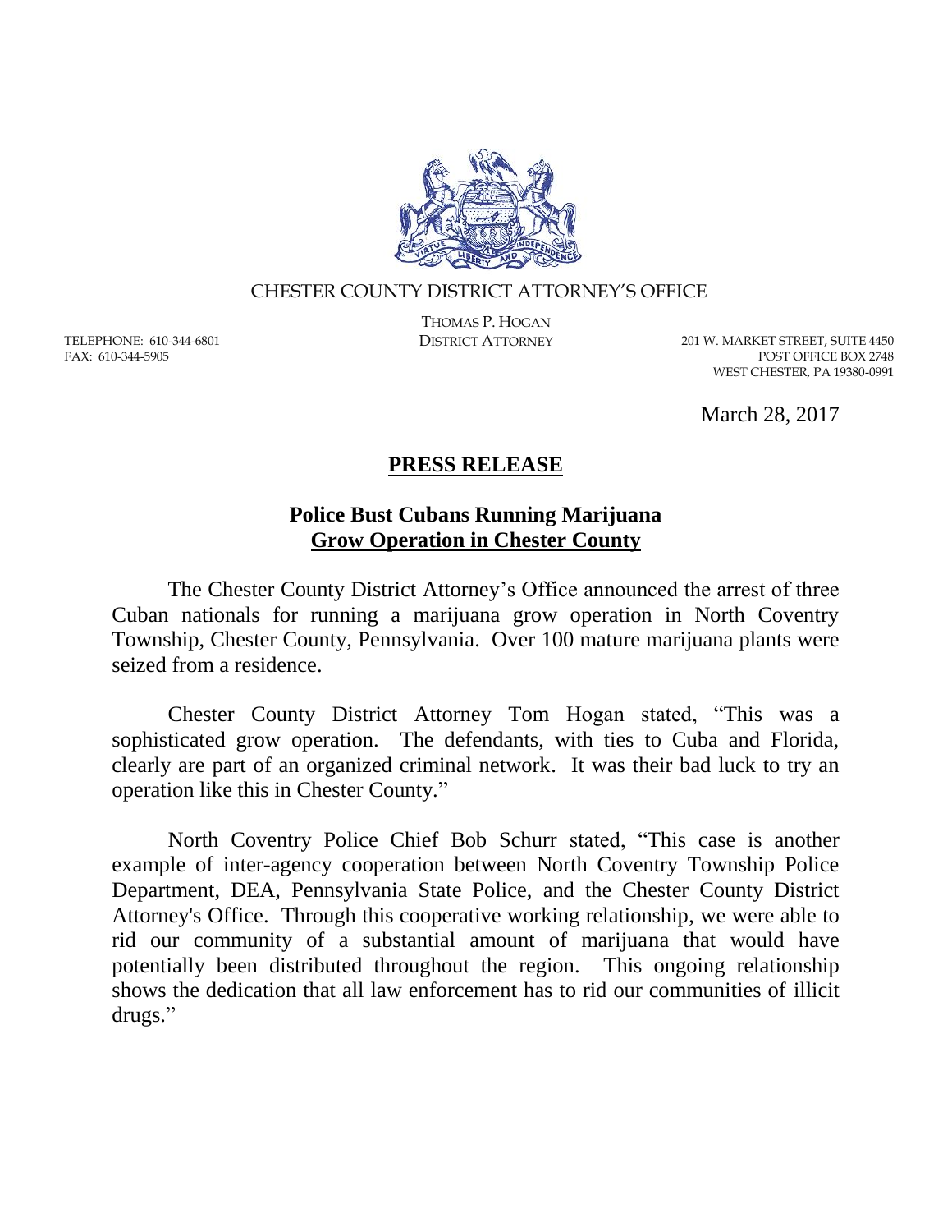CHESTER COUNTY DISTRICT ATTORNEY'S OFFICE

THOMAS P. HOGAN
DISTRICT ATTORNEY

TELEPHONE: 610-344-6801
FAX: 610-344-5905

201 W. MARKET STREET, SUITE 4450
POST OFFICE BOX 2748
WEST CHESTER, PA 19380-0991

March 28, 2017

# PRESS RELEASE

## Police Bust Cubans Running Marijuana Grow Operation in Chester County

The Chester County District Attorney's Office announced the arrest of three Cuban nationals for running a marijuana grow operation in North Coventry Township, Chester County, Pennsylvania. Over 100 mature marijuana plants were seized from a residence.

Chester County District Attorney Tom Hogan stated, "This was a sophisticated grow operation. The defendants, with ties to Cuba and Florida, clearly are part of an organized criminal network. It was their bad luck to try an operation like this in Chester County."

North Coventry Police Chief Bob Schurr stated, "This case is another example of inter-agency cooperation between North Coventry Township Police Department, DEA, Pennsylvania State Police, and the Chester County District Attorney's Office. Through this cooperative working relationship, we were able to rid our community of a substantial amount of marijuana that would have potentially been distributed throughout the region. This ongoing relationship shows the dedication that all law enforcement has to rid our communities of illicit drugs."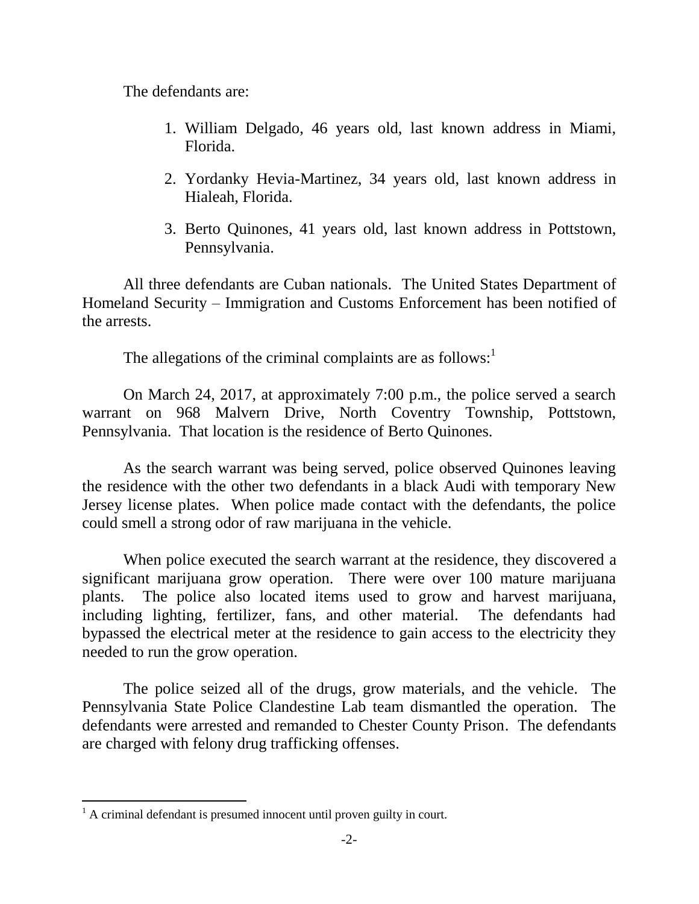The defendants are:

1. William Delgado, 46 years old, last known address in Miami, Florida.

2. Yordanky Hevia-Martinez, 34 years old, last known address in Hialeah, Florida.

3. Berto Quinones, 41 years old, last known address in Pottstown, Pennsylvania.

All three defendants are Cuban nationals. The United States Department of Homeland Security – Immigration and Customs Enforcement has been notified of the arrests.

The allegations of the criminal complaints are as follows:[1]

On March 24, 2017, at approximately 7:00 p.m., the police served a search warrant on 968 Malvern Drive, North Coventry Township, Pottstown, Pennsylvania. That location is the residence of Berto Quinones.

As the search warrant was being served, police observed Quinones leaving the residence with the other two defendants in a black Audi with temporary New Jersey license plates. When police made contact with the defendants, the police could smell a strong odor of raw marijuana in the vehicle.

When police executed the search warrant at the residence, they discovered a significant marijuana grow operation. There were over 100 mature marijuana plants. The police also located items used to grow and harvest marijuana, including lighting, fertilizer, fans, and other material. The defendants had bypassed the electrical meter at the residence to gain access to the electricity they needed to run the grow operation.

The police seized all of the drugs, grow materials, and the vehicle. The Pennsylvania State Police Clandestine Lab team dismantled the operation. The defendants were arrested and remanded to Chester County Prison. The defendants are charged with felony drug trafficking offenses.

---

[1] A criminal defendant is presumed innocent until proven guilty in court.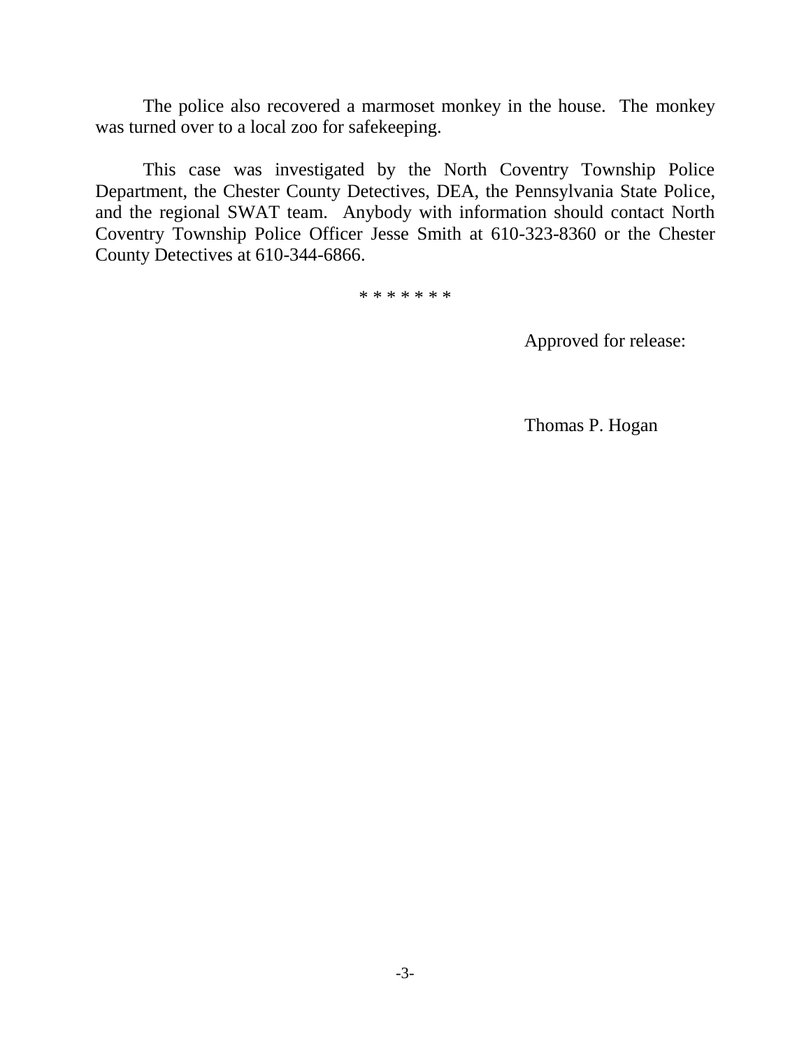The police also recovered a marmoset monkey in the house. The monkey was turned over to a local zoo for safekeeping.

This case was investigated by the North Coventry Township Police Department, the Chester County Detectives, DEA, the Pennsylvania State Police, and the regional SWAT team. Anybody with information should contact North Coventry Township Police Officer Jesse Smith at 610-323-8360 or the Chester County Detectives at 610-344-6866.

* * * * * * *

Approved for release:

Thomas P. Hogan